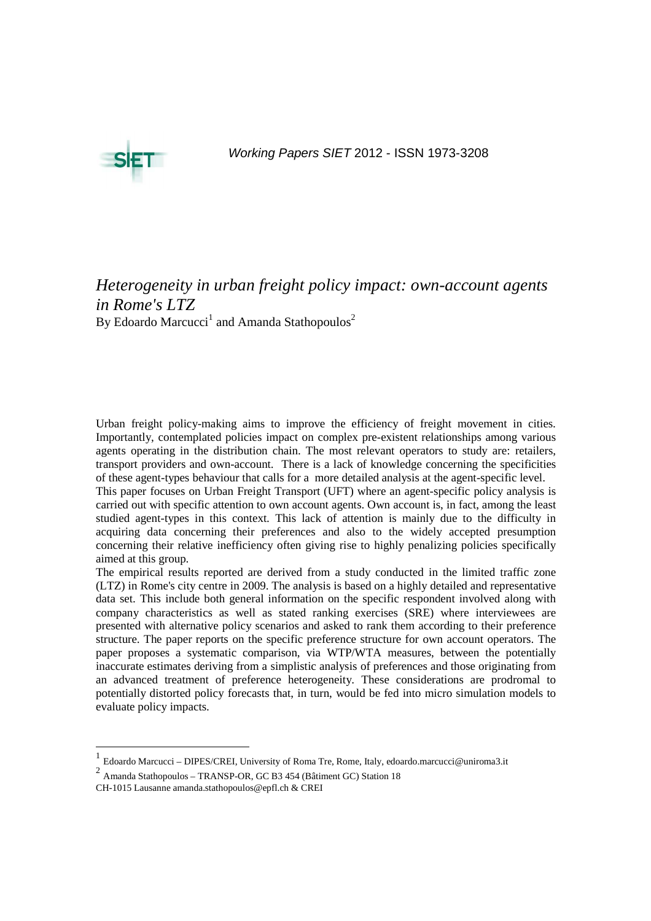*Working Papers SIET* 2012 - ISSN 1973-3208

# *Heterogeneity in urban freight policy impact: own-account agents in Rome's LTZ*

By Edoardo Marcucci[1] and Amanda Stathopoulos[2]

Urban freight policy-making aims to improve the efficiency of freight movement in cities. Importantly, contemplated policies impact on complex pre-existent relationships among various agents operating in the distribution chain. The most relevant operators to study are: retailers, transport providers and own-account. There is a lack of knowledge concerning the specificities of these agent-types behaviour that calls for a more detailed analysis at the agent-specific level.

This paper focuses on Urban Freight Transport (UFT) where an agent-specific policy analysis is carried out with specific attention to own account agents. Own account is, in fact, among the least studied agent-types in this context. This lack of attention is mainly due to the difficulty in acquiring data concerning their preferences and also to the widely accepted presumption concerning their relative inefficiency often giving rise to highly penalizing policies specifically aimed at this group.

The empirical results reported are derived from a study conducted in the limited traffic zone (LTZ) in Rome's city centre in 2009. The analysis is based on a highly detailed and representative data set. This include both general information on the specific respondent involved along with company characteristics as well as stated ranking exercises (SRE) where interviewees are presented with alternative policy scenarios and asked to rank them according to their preference structure. The paper reports on the specific preference structure for own account operators. The paper proposes a systematic comparison, via WTP/WTA measures, between the potentially inaccurate estimates deriving from a simplistic analysis of preferences and those originating from an advanced treatment of preference heterogeneity. These considerations are prodromal to potentially distorted policy forecasts that, in turn, would be fed into micro simulation models to evaluate policy impacts.

[1] Edoardo Marcucci – DIPES/CREI, University of Roma Tre, Rome, Italy, edoardo.marcucci@uniroma3.it

[2] Amanda Stathopoulos – TRANSP-OR, GC B3 454 (Bâtiment GC) Station 18
CH-1015 Lausanne amanda.stathopoulos@epfl.ch & CREI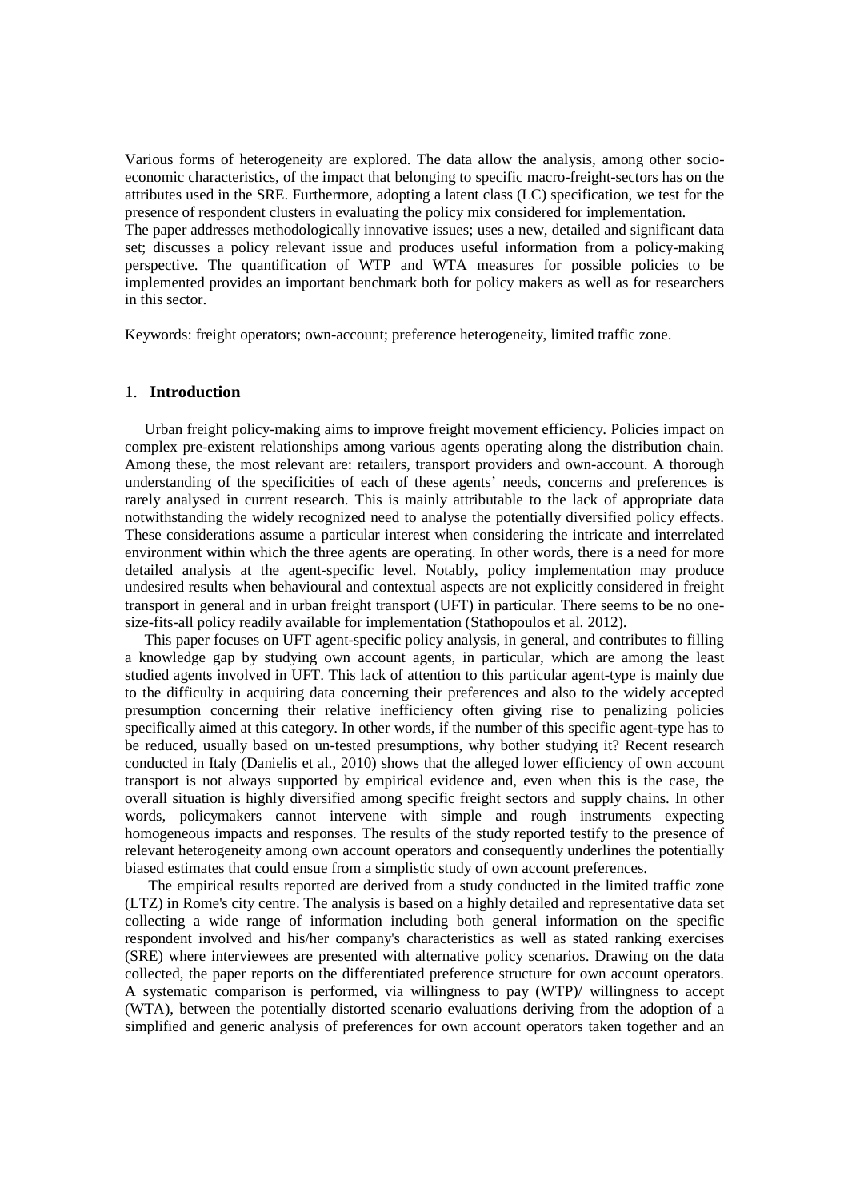Various forms of heterogeneity are explored. The data allow the analysis, among other socio-economic characteristics, of the impact that belonging to specific macro-freight-sectors has on the attributes used in the SRE. Furthermore, adopting a latent class (LC) specification, we test for the presence of respondent clusters in evaluating the policy mix considered for implementation.
The paper addresses methodologically innovative issues; uses a new, detailed and significant data set; discusses a policy relevant issue and produces useful information from a policy-making perspective. The quantification of WTP and WTA measures for possible policies to be implemented provides an important benchmark both for policy makers as well as for researchers in this sector.

Keywords: freight operators; own-account; preference heterogeneity, limited traffic zone.

## 1. **Introduction**

Urban freight policy-making aims to improve freight movement efficiency. Policies impact on complex pre-existent relationships among various agents operating along the distribution chain. Among these, the most relevant are: retailers, transport providers and own-account. A thorough understanding of the specificities of each of these agents' needs, concerns and preferences is rarely analysed in current research. This is mainly attributable to the lack of appropriate data notwithstanding the widely recognized need to analyse the potentially diversified policy effects. These considerations assume a particular interest when considering the intricate and interrelated environment within which the three agents are operating. In other words, there is a need for more detailed analysis at the agent-specific level. Notably, policy implementation may produce undesired results when behavioural and contextual aspects are not explicitly considered in freight transport in general and in urban freight transport (UFT) in particular. There seems to be no one-size-fits-all policy readily available for implementation (Stathopoulos et al. 2012).

This paper focuses on UFT agent-specific policy analysis, in general, and contributes to filling a knowledge gap by studying own account agents, in particular, which are among the least studied agents involved in UFT. This lack of attention to this particular agent-type is mainly due to the difficulty in acquiring data concerning their preferences and also to the widely accepted presumption concerning their relative inefficiency often giving rise to penalizing policies specifically aimed at this category. In other words, if the number of this specific agent-type has to be reduced, usually based on un-tested presumptions, why bother studying it? Recent research conducted in Italy (Danielis et al., 2010) shows that the alleged lower efficiency of own account transport is not always supported by empirical evidence and, even when this is the case, the overall situation is highly diversified among specific freight sectors and supply chains. In other words, policymakers cannot intervene with simple and rough instruments expecting homogeneous impacts and responses. The results of the study reported testify to the presence of relevant heterogeneity among own account operators and consequently underlines the potentially biased estimates that could ensue from a simplistic study of own account preferences.

The empirical results reported are derived from a study conducted in the limited traffic zone (LTZ) in Rome's city centre. The analysis is based on a highly detailed and representative data set collecting a wide range of information including both general information on the specific respondent involved and his/her company's characteristics as well as stated ranking exercises (SRE) where interviewees are presented with alternative policy scenarios. Drawing on the data collected, the paper reports on the differentiated preference structure for own account operators. A systematic comparison is performed, via willingness to pay (WTP)/ willingness to accept (WTA), between the potentially distorted scenario evaluations deriving from the adoption of a simplified and generic analysis of preferences for own account operators taken together and an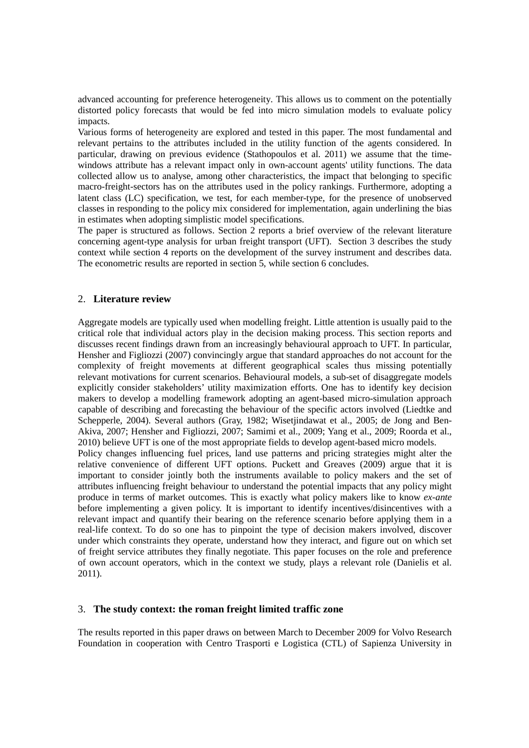advanced accounting for preference heterogeneity. This allows us to comment on the potentially distorted policy forecasts that would be fed into micro simulation models to evaluate policy impacts.

Various forms of heterogeneity are explored and tested in this paper. The most fundamental and relevant pertains to the attributes included in the utility function of the agents considered. In particular, drawing on previous evidence (Stathopoulos et al. 2011) we assume that the time-windows attribute has a relevant impact only in own-account agents' utility functions. The data collected allow us to analyse, among other characteristics, the impact that belonging to specific macro-freight-sectors has on the attributes used in the policy rankings. Furthermore, adopting a latent class (LC) specification, we test, for each member-type, for the presence of unobserved classes in responding to the policy mix considered for implementation, again underlining the bias in estimates when adopting simplistic model specifications.

The paper is structured as follows. Section 2 reports a brief overview of the relevant literature concerning agent-type analysis for urban freight transport (UFT). Section 3 describes the study context while section 4 reports on the development of the survey instrument and describes data. The econometric results are reported in section 5, while section 6 concludes.

## 2. **Literature review**

Aggregate models are typically used when modelling freight. Little attention is usually paid to the critical role that individual actors play in the decision making process. This section reports and discusses recent findings drawn from an increasingly behavioural approach to UFT. In particular, Hensher and Figliozzi (2007) convincingly argue that standard approaches do not account for the complexity of freight movements at different geographical scales thus missing potentially relevant motivations for current scenarios. Behavioural models, a sub-set of disaggregate models explicitly consider stakeholders' utility maximization efforts. One has to identify key decision makers to develop a modelling framework adopting an agent-based micro-simulation approach capable of describing and forecasting the behaviour of the specific actors involved (Liedtke and Schepperle, 2004). Several authors (Gray, 1982; Wisetjindawat et al., 2005; de Jong and Ben-Akiva, 2007; Hensher and Figliozzi, 2007; Samimi et al., 2009; Yang et al., 2009; Roorda et al., 2010) believe UFT is one of the most appropriate fields to develop agent-based micro models.

Policy changes influencing fuel prices, land use patterns and pricing strategies might alter the relative convenience of different UFT options. Puckett and Greaves (2009) argue that it is important to consider jointly both the instruments available to policy makers and the set of attributes influencing freight behaviour to understand the potential impacts that any policy might produce in terms of market outcomes. This is exactly what policy makers like to know *ex-ante* before implementing a given policy. It is important to identify incentives/disincentives with a relevant impact and quantify their bearing on the reference scenario before applying them in a real-life context. To do so one has to pinpoint the type of decision makers involved, discover under which constraints they operate, understand how they interact, and figure out on which set of freight service attributes they finally negotiate. This paper focuses on the role and preference of own account operators, which in the context we study, plays a relevant role (Danielis et al. 2011).

## 3. **The study context: the roman freight limited traffic zone**

The results reported in this paper draws on between March to December 2009 for Volvo Research Foundation in cooperation with Centro Trasporti e Logistica (CTL) of Sapienza University in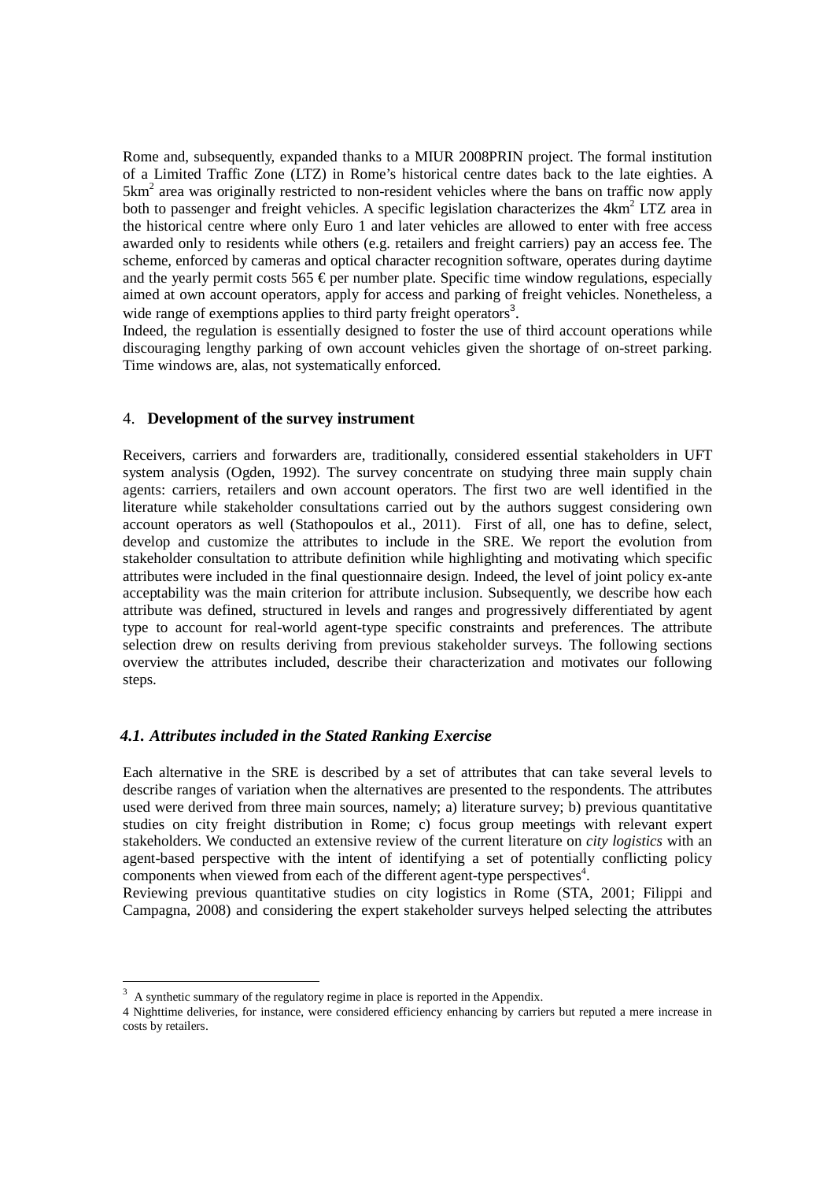Rome and, subsequently, expanded thanks to a MIUR 2008PRIN project. The formal institution of a Limited Traffic Zone (LTZ) in Rome's historical centre dates back to the late eighties. A $5km^2$ area was originally restricted to non-resident vehicles where the bans on traffic now apply both to passenger and freight vehicles. A specific legislation characterizes the $4km^2$ LTZ area in the historical centre where only Euro 1 and later vehicles are allowed to enter with free access awarded only to residents while others (e.g. retailers and freight carriers) pay an access fee. The scheme, enforced by cameras and optical character recognition software, operates during daytime and the yearly permit costs 565 € per number plate. Specific time window regulations, especially aimed at own account operators, apply for access and parking of freight vehicles. Nonetheless, a wide range of exemptions applies to third party freight operators[3].
Indeed, the regulation is essentially designed to foster the use of third account operations while discouraging lengthy parking of own account vehicles given the shortage of on-street parking. Time windows are, alas, not systematically enforced.

## 4. **Development of the survey instrument**

Receivers, carriers and forwarders are, traditionally, considered essential stakeholders in UFT system analysis (Ogden, 1992). The survey concentrate on studying three main supply chain agents: carriers, retailers and own account operators. The first two are well identified in the literature while stakeholder consultations carried out by the authors suggest considering own account operators as well (Stathopoulos et al., 2011). First of all, one has to define, select, develop and customize the attributes to include in the SRE. We report the evolution from stakeholder consultation to attribute definition while highlighting and motivating which specific attributes were included in the final questionnaire design. Indeed, the level of joint policy ex-ante acceptability was the main criterion for attribute inclusion. Subsequently, we describe how each attribute was defined, structured in levels and ranges and progressively differentiated by agent type to account for real-world agent-type specific constraints and preferences. The attribute selection drew on results deriving from previous stakeholder surveys. The following sections overview the attributes included, describe their characterization and motivates our following steps.

### *4.1. Attributes included in the Stated Ranking Exercise*

Each alternative in the SRE is described by a set of attributes that can take several levels to describe ranges of variation when the alternatives are presented to the respondents. The attributes used were derived from three main sources, namely; a) literature survey; b) previous quantitative studies on city freight distribution in Rome; c) focus group meetings with relevant expert stakeholders. We conducted an extensive review of the current literature on *city logistics* with an agent-based perspective with the intent of identifying a set of potentially conflicting policy components when viewed from each of the different agent-type perspectives[4].
Reviewing previous quantitative studies on city logistics in Rome (STA, 2001; Filippi and Campagna, 2008) and considering the expert stakeholder surveys helped selecting the attributes

---

[3] A synthetic summary of the regulatory regime in place is reported in the Appendix.

[4] Nighttime deliveries, for instance, were considered efficiency enhancing by carriers but reputed a mere increase in costs by retailers.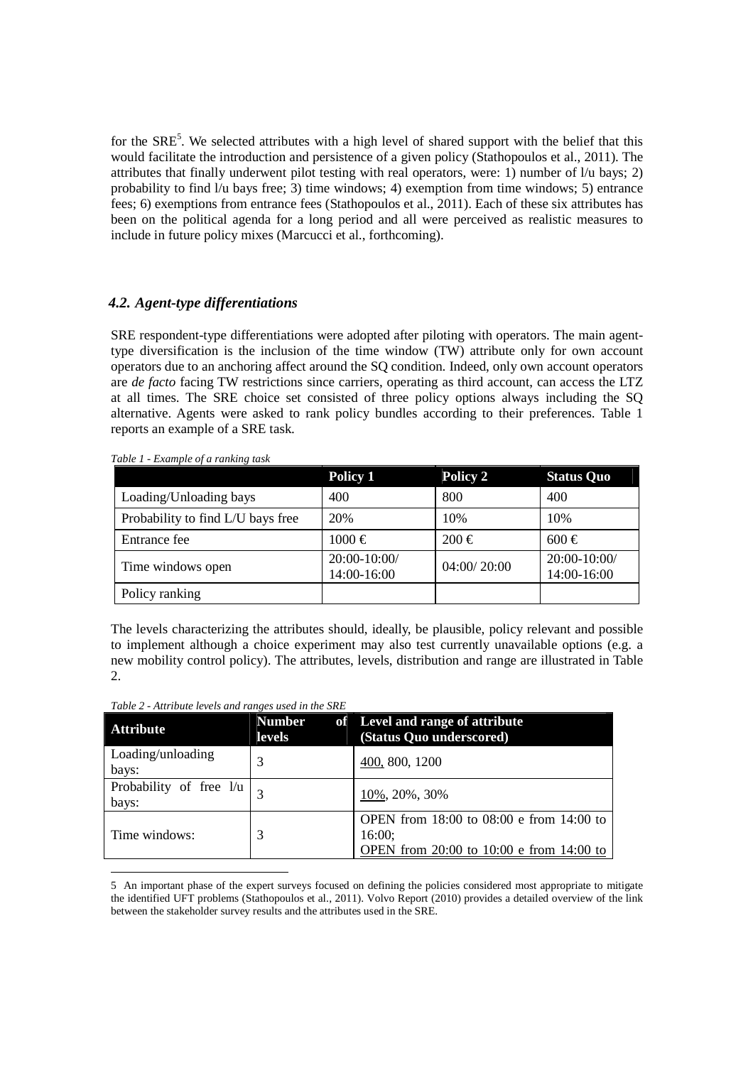for the SRE[5]. We selected attributes with a high level of shared support with the belief that this would facilitate the introduction and persistence of a given policy (Stathopoulos et al., 2011). The attributes that finally underwent pilot testing with real operators, were: 1) number of l/u bays; 2) probability to find l/u bays free; 3) time windows; 4) exemption from time windows; 5) entrance fees; 6) exemptions from entrance fees (Stathopoulos et al., 2011). Each of these six attributes has been on the political agenda for a long period and all were perceived as realistic measures to include in future policy mixes (Marcucci et al., forthcoming).

### *4.2. Agent-type differentiations*

SRE respondent-type differentiations were adopted after piloting with operators. The main agent-type diversification is the inclusion of the time window (TW) attribute only for own account operators due to an anchoring affect around the SQ condition. Indeed, only own account operators are *de facto* facing TW restrictions since carriers, operating as third account, can access the LTZ at all times. The SRE choice set consisted of three policy options always including the SQ alternative. Agents were asked to rank policy bundles according to their preferences. Table 1 reports an example of a SRE task.

*Table 1 - Example of a ranking task*

| | Policy 1 | Policy 2 | Status Quo |
|---|---|---|---|
| Loading/Unloading bays | 400 | 800 | 400 |
| Probability to find L/U bays free | 20% | 10% | 10% |
| Entrance fee | 1000 € | 200 € | 600 € |
| Time windows open | 20:00-10:00/ 14:00-16:00 | 04:00/ 20:00 | 20:00-10:00/ 14:00-16:00 |
| Policy ranking | | | |

The levels characterizing the attributes should, ideally, be plausible, policy relevant and possible to implement although a choice experiment may also test currently unavailable options (e.g. a new mobility control policy). The attributes, levels, distribution and range are illustrated in Table 2.

*Table 2 - Attribute levels and ranges used in the SRE*

| Attribute | Number of levels | Level and range of attribute (Status Quo underscored) |
|---|---|---|
| Loading/unloading bays: | 3 | <u>400</u>, 800, 1200 |
| Probability of free l/u bays: | 3 | <u>10%</u>, 20%, 30% |
| Time windows: | 3 | OPEN from 18:00 to 08:00 e from 14:00 to 16:00; <u>OPEN from 20:00 to 10:00 e from 14:00 to</u> |

5 An important phase of the expert surveys focused on defining the policies considered most appropriate to mitigate the identified UFT problems (Stathopoulos et al., 2011). Volvo Report (2010) provides a detailed overview of the link between the stakeholder survey results and the attributes used in the SRE.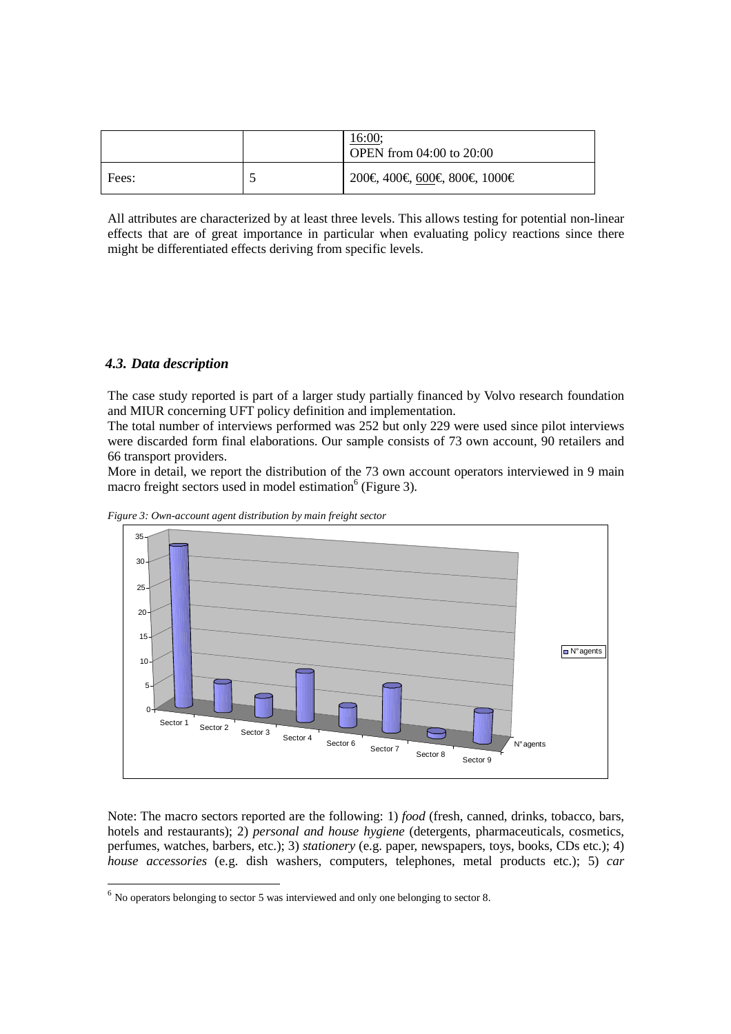| | | 16:00; OPEN from 04:00 to 20:00 |
| --- | --- | --- |
| Fees: | 5 | 200€, 400€, 600€, 800€, 1000€ |

All attributes are characterized by at least three levels. This allows testing for potential non-linear effects that are of great importance in particular when evaluating policy reactions since there might be differentiated effects deriving from specific levels.

### *4.3. Data description*

The case study reported is part of a larger study partially financed by Volvo research foundation and MIUR concerning UFT policy definition and implementation.

The total number of interviews performed was 252 but only 229 were used since pilot interviews were discarded form final elaborations. Our sample consists of 73 own account, 90 retailers and 66 transport providers.

More in detail, we report the distribution of the 73 own account operators interviewed in 9 main macro freight sectors used in model estimation[6] (Figure 3).

*Figure 3: Own-account agent distribution by main freight sector*

Note: The macro sectors reported are the following: 1) *food* (fresh, canned, drinks, tobacco, bars, hotels and restaurants); 2) *personal and house hygiene* (detergents, pharmaceuticals, cosmetics, perfumes, watches, barbers, etc.); 3) *stationery* (e.g. paper, newspapers, toys, books, CDs etc.); 4) *house accessories* (e.g. dish washers, computers, telephones, metal products etc.); 5) *car*

[6] No operators belonging to sector 5 was interviewed and only one belonging to sector 8.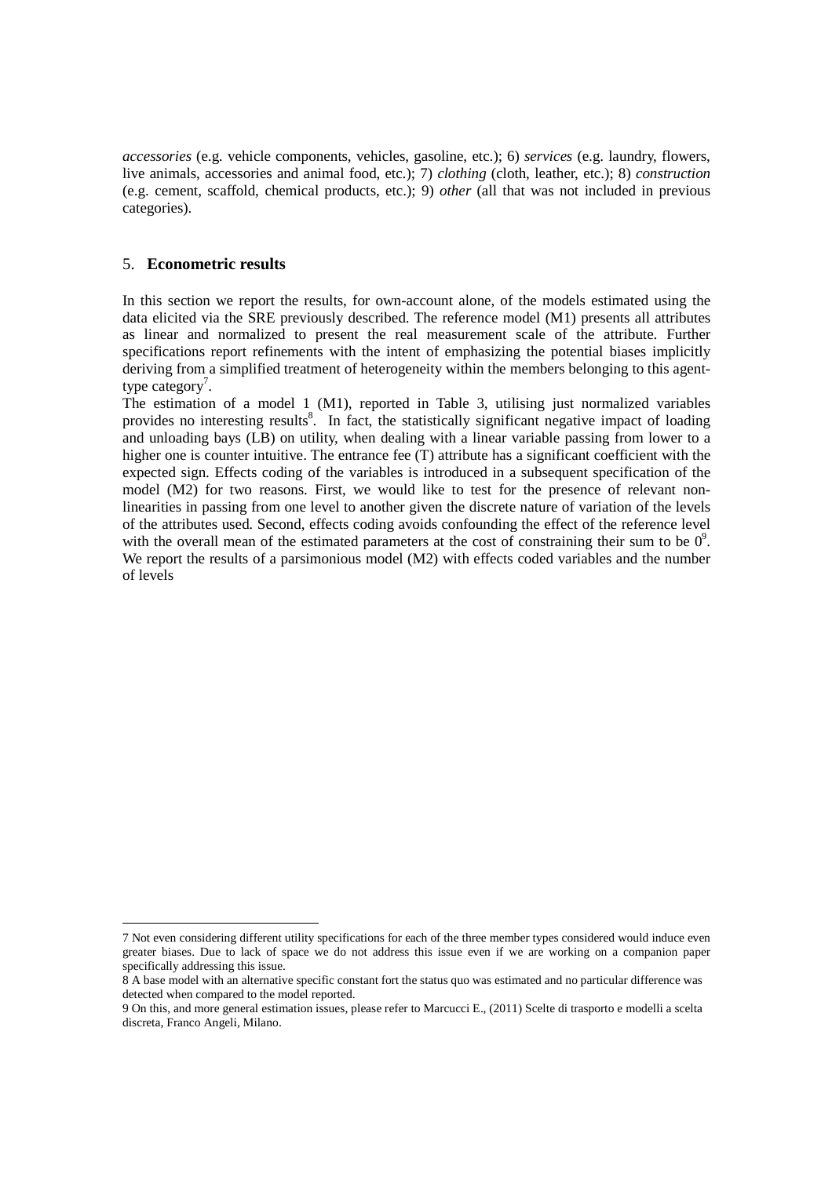*accessories* (e.g. vehicle components, vehicles, gasoline, etc.); 6) *services* (e.g. laundry, flowers, live animals, accessories and animal food, etc.); 7) *clothing* (cloth, leather, etc.); 8) *construction* (e.g. cement, scaffold, chemical products, etc.); 9) *other* (all that was not included in previous categories).

## 5. **Econometric results**

In this section we report the results, for own-account alone, of the models estimated using the data elicited via the SRE previously described. The reference model (M1) presents all attributes as linear and normalized to present the real measurement scale of the attribute. Further specifications report refinements with the intent of emphasizing the potential biases implicitly deriving from a simplified treatment of heterogeneity within the members belonging to this agent-type category[7].

The estimation of a model 1 (M1), reported in Table 3, utilising just normalized variables provides no interesting results[8]. In fact, the statistically significant negative impact of loading and unloading bays (LB) on utility, when dealing with a linear variable passing from lower to a higher one is counter intuitive. The entrance fee (T) attribute has a significant coefficient with the expected sign. Effects coding of the variables is introduced in a subsequent specification of the model (M2) for two reasons. First, we would like to test for the presence of relevant non-linearities in passing from one level to another given the discrete nature of variation of the levels of the attributes used. Second, effects coding avoids confounding the effect of the reference level with the overall mean of the estimated parameters at the cost of constraining their sum to be 0[9]. We report the results of a parsimonious model (M2) with effects coded variables and the number of levels

---

7 Not even considering different utility specifications for each of the three member types considered would induce even greater biases. Due to lack of space we do not address this issue even if we are working on a companion paper specifically addressing this issue.

8 A base model with an alternative specific constant fort the status quo was estimated and no particular difference was detected when compared to the model reported.

9 On this, and more general estimation issues, please refer to Marcucci E., (2011) Scelte di trasporto e modelli a scelta discreta, Franco Angeli, Milano.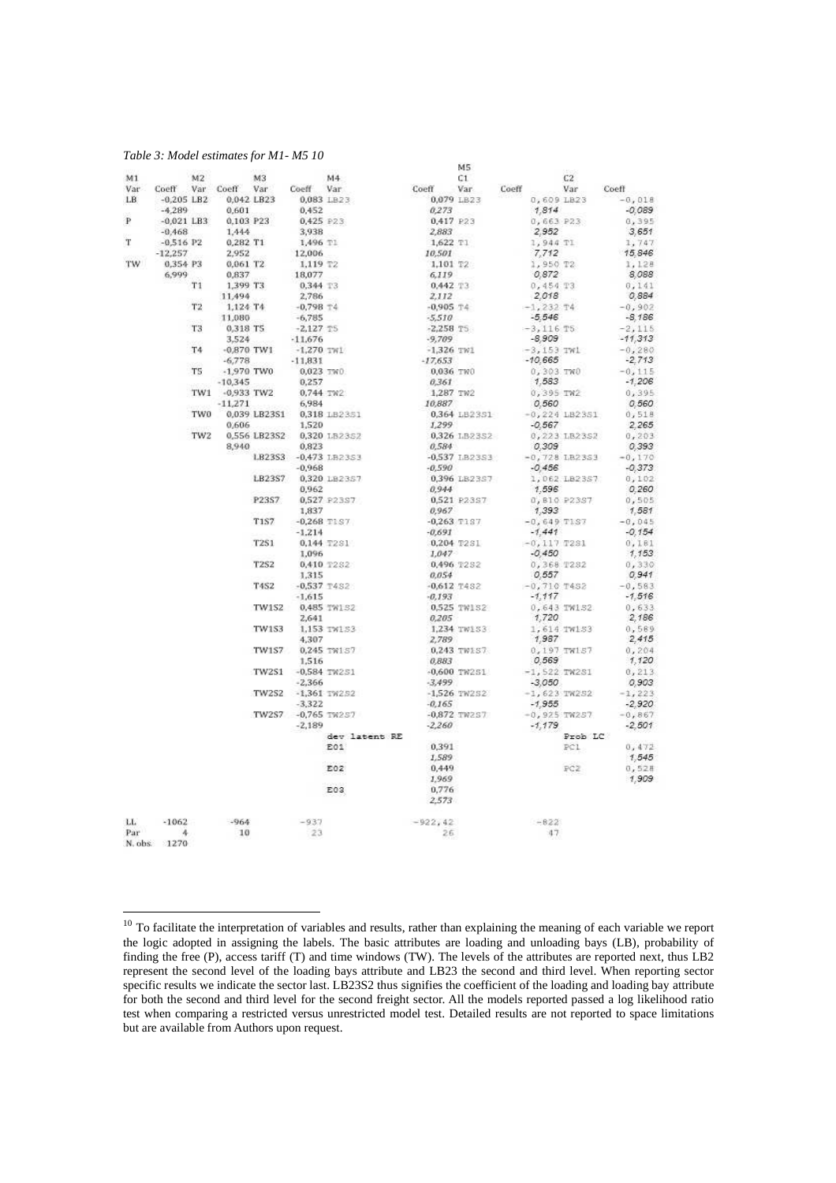*Table 3: Model estimates for M1- M5* [10]

| M1 | | M2 | | M3 | | M4 | | M5 C1 | | C2 | |
|---|---|---|---|---|---|---|---|---|---|---|---|
| Var | Coeff | Var | Coeff | Var | Coeff | Var | Coeff | Var | Coeff | Var | Coeff |
| LB | -0,205 | LB2 | 0,042 | LB23 | 0,083 | LB23 | 0,079 | LB23 | 0,609 | LB23 | -0,018 |
| | -4,289 | | 0,601 | | 0,452 | | 0,273 | | 1,814 | | -0,089 |
| P | -0,021 | LB3 | 0,103 | P23 | 0,425 | P23 | 0,417 | P23 | 0,663 | P23 | 0,395 |
| | -0,468 | | 1,444 | | 3,938 | | 2,883 | | 2,952 | | 3,651 |
| T | -0,516 | P2 | 0,282 | T1 | 1,496 | T1 | 1,622 | T1 | 1,944 | T1 | 1,747 |
| | -12,257 | | 2,952 | | 12,006 | | 10,501 | | 7,712 | | 15,846 |
| TW | 0,354 | P3 | 0,061 | T2 | 1,119 | T2 | 1,101 | T2 | 1,950 | T2 | 1,128 |
| | 6,999 | | 0,837 | | 18,077 | | 6,119 | | 0,872 | | 8,088 |
| | | T1 | 1,399 | T3 | 0,344 | T3 | 0,442 | T3 | 0,454 | T3 | 0,141 |
| | | | 11,494 | | 2,786 | | 2,112 | | 2,018 | | 0,884 |
| | | T2 | 1,124 | T4 | -0,798 | T4 | -0,905 | T4 | -1,232 | T4 | -0,902 |
| | | | 11,080 | | -6,785 | | -5,510 | | -5,546 | | -8,186 |
| | | T3 | 0,318 | T5 | -2,127 | T5 | -2,258 | T5 | -3,116 | T5 | -2,115 |
| | | | 3,524 | | -11,676 | | -9,709 | | -8,909 | | -11,313 |
| | | T4 | -0,870 | TW1 | -1,270 | TW1 | -1,326 | TW1 | -3,153 | TW1 | -0,280 |
| | | | -6,778 | | -11,831 | | -17,653 | | -10,665 | | -2,713 |
| | | T5 | -1,970 | TW0 | 0,023 | TW0 | 0,036 | TW0 | 0,303 | TW0 | -0,115 |
| | | | -10,345 | | 0,257 | | 0,361 | | 1,583 | | -1,206 |
| | | TW1 | -0,933 | TW2 | 0,744 | TW2 | 1,287 | TW2 | 0,395 | TW2 | 0,395 |
| | | | -11,271 | | 6,984 | | 10,887 | | 0,560 | | 0,560 |
| | | TW0 | 0,039 | LB23S1 | 0,318 | LB23S1 | 0,364 | LB23S1 | -0,224 | LB23S1 | 0,518 |
| | | | 0,606 | | 1,520 | | 1,299 | | -0,567 | | 2,265 |
| | | TW2 | 0,556 | LB23S2 | 0,320 | LB23S2 | 0,326 | LB23S2 | 0,223 | LB23S2 | 0,203 |
| | | | 8,940 | | 0,823 | | 0,584 | | 0,309 | | 0,393 |
| | | | | LB23S3 | -0,473 | LB23S3 | -0,537 | LB23S3 | -0,728 | LB23S3 | -0,170 |
| | | | | | -0,968 | | -0,590 | | -0,456 | | -0,373 |
| | | | | LB23S7 | 0,320 | LB23S7 | 0,396 | LB23S7 | 1,062 | LB23S7 | 0,102 |
| | | | | | 0,962 | | 0,944 | | 1,596 | | 0,260 |
| | | | | P23S7 | 0,527 | P23S7 | 0,521 | P23S7 | 0,810 | P23S7 | 0,505 |
| | | | | | 1,837 | | 0,967 | | 1,393 | | 1,581 |
| | | | | T1S7 | -0,268 | T1S7 | -0,263 | T1S7 | -0,649 | T1S7 | -0,045 |
| | | | | | -1,214 | | -0,691 | | -1,441 | | -0,154 |
| | | | | T2S1 | 0,144 | T2S1 | 0,204 | T2S1 | -0,117 | T2S1 | 0,181 |
| | | | | | 1,096 | | 1,047 | | -0,450 | | 1,153 |
| | | | | T2S2 | 0,410 | T2S2 | 0,496 | T2S2 | 0,368 | T2S2 | 0,330 |
| | | | | | 1,315 | | 0,054 | | 0,557 | | 0,941 |
| | | | | T4S2 | -0,537 | T4S2 | -0,612 | T4S2 | -0,710 | T4S2 | -0,583 |
| | | | | | -1,615 | | -0,193 | | -1,117 | | -1,516 |
| | | | | TW1S2 | 0,485 | TW1S2 | 0,525 | TW1S2 | 0,643 | TW1S2 | 0,633 |
| | | | | | 2,641 | | 0,205 | | 1,720 | | 2,186 |
| | | | | TW1S3 | 1,153 | TW1S3 | 1,234 | TW1S3 | 1,614 | TW1S3 | 0,589 |
| | | | | | 4,307 | | 2,789 | | 1,987 | | 2,415 |
| | | | | TW1S7 | 0,245 | TW1S7 | 0,243 | TW1S7 | 0,197 | TW1S7 | 0,204 |
| | | | | | 1,516 | | 0,883 | | 0,569 | | 1,120 |
| | | | | TW2S1 | -0,584 | TW2S1 | -0,600 | TW2S1 | -1,522 | TW2S1 | 0,213 |
| | | | | | -2,366 | | -3,499 | | -3,050 | | 0,903 |
| | | | | TW2S2 | -1,361 | TW2S2 | -1,526 | TW2S2 | -1,623 | TW2S2 | -1,223 |
| | | | | | -3,322 | | -0,165 | | -1,955 | | -2,920 |
| | | | | TW2S7 | -0,765 | TW2S7 | -0,872 | TW2S7 | -0,925 | TW2S7 | -0,867 |
| | | | | | -2,189 | | -2,260 | | -1,179 | | -2,501 |
| | | | | | | dev latent RE | | | | Prob LC | |
| | | | | | | E01 | 0,391 | | | PC1 | 0,472 |
| | | | | | | | 1,589 | | | | 1,545 |
| | | | | | | E02 | 0,449 | | | PC2 | 0,528 |
| | | | | | | | 1,969 | | | | 1,909 |
| | | | | | | E03 | 0,776 | | | | |
| | | | | | | | 2,573 | | | | |
| LL | -1062 | | -964 | | -937 | | -922,42 | | -822 | | |
| Par | 4 | | 10 | | 23 | | 26 | | 47 | | |
| N. obs. | 1270 | | | | | | | | | | |

---

[10] To facilitate the interpretation of variables and results, rather than explaining the meaning of each variable we report the logic adopted in assigning the labels. The basic attributes are loading and unloading bays (LB), probability of finding the free (P), access tariff (T) and time windows (TW). The levels of the attributes are reported next, thus LB2 represent the second level of the loading bays attribute and LB23 the second and third level. When reporting sector specific results we indicate the sector last. LB23S2 thus signifies the coefficient of the loading and loading bay attribute for both the second and third level for the second freight sector. All the models reported passed a log likelihood ratio test when comparing a restricted versus unrestricted model test. Detailed results are not reported to space limitations but are available from Authors upon request.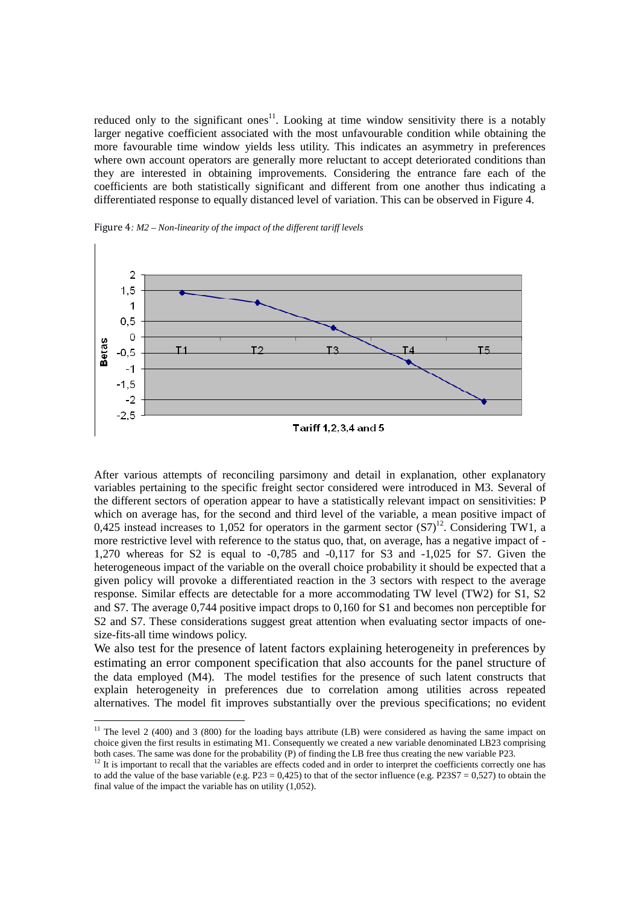reduced only to the significant ones[11]. Looking at time window sensitivity there is a notably larger negative coefficient associated with the most unfavourable condition while obtaining the more favourable time window yields less utility. This indicates an asymmetry in preferences where own account operators are generally more reluctant to accept deteriorated conditions than they are interested in obtaining improvements. Considering the entrance fare each of the coefficients are both statistically significant and different from one another thus indicating a differentiated response to equally distanced level of variation. This can be observed in Figure 4.

Figure 4*: M2 – Non-linearity of the impact of the different tariff levels*

After various attempts of reconciling parsimony and detail in explanation, other explanatory variables pertaining to the specific freight sector considered were introduced in M3. Several of the different sectors of operation appear to have a statistically relevant impact on sensitivities: P which on average has, for the second and third level of the variable, a mean positive impact of 0,425 instead increases to 1,052 for operators in the garment sector (S7)[12]. Considering TW1, a more restrictive level with reference to the status quo, that, on average, has a negative impact of -1,270 whereas for S2 is equal to -0,785 and -0,117 for S3 and -1,025 for S7. Given the heterogeneous impact of the variable on the overall choice probability it should be expected that a given policy will provoke a differentiated reaction in the 3 sectors with respect to the average response. Similar effects are detectable for a more accommodating TW level (TW2) for S1, S2 and S7. The average 0,744 positive impact drops to 0,160 for S1 and becomes non perceptible for S2 and S7. These considerations suggest great attention when evaluating sector impacts of one-size-fits-all time windows policy.

We also test for the presence of latent factors explaining heterogeneity in preferences by estimating an error component specification that also accounts for the panel structure of the data employed (M4). The model testifies for the presence of such latent constructs that explain heterogeneity in preferences due to correlation among utilities across repeated alternatives. The model fit improves substantially over the previous specifications; no evident

[11] The level 2 (400) and 3 (800) for the loading bays attribute (LB) were considered as having the same impact on choice given the first results in estimating M1. Consequently we created a new variable denominated LB23 comprising both cases. The same was done for the probability (P) of finding the LB free thus creating the new variable P23.

[12] It is important to recall that the variables are effects coded and in order to interpret the coefficients correctly one has to add the value of the base variable (e.g. P23 = 0,425) to that of the sector influence (e.g. P23S7 = 0,527) to obtain the final value of the impact the variable has on utility (1,052).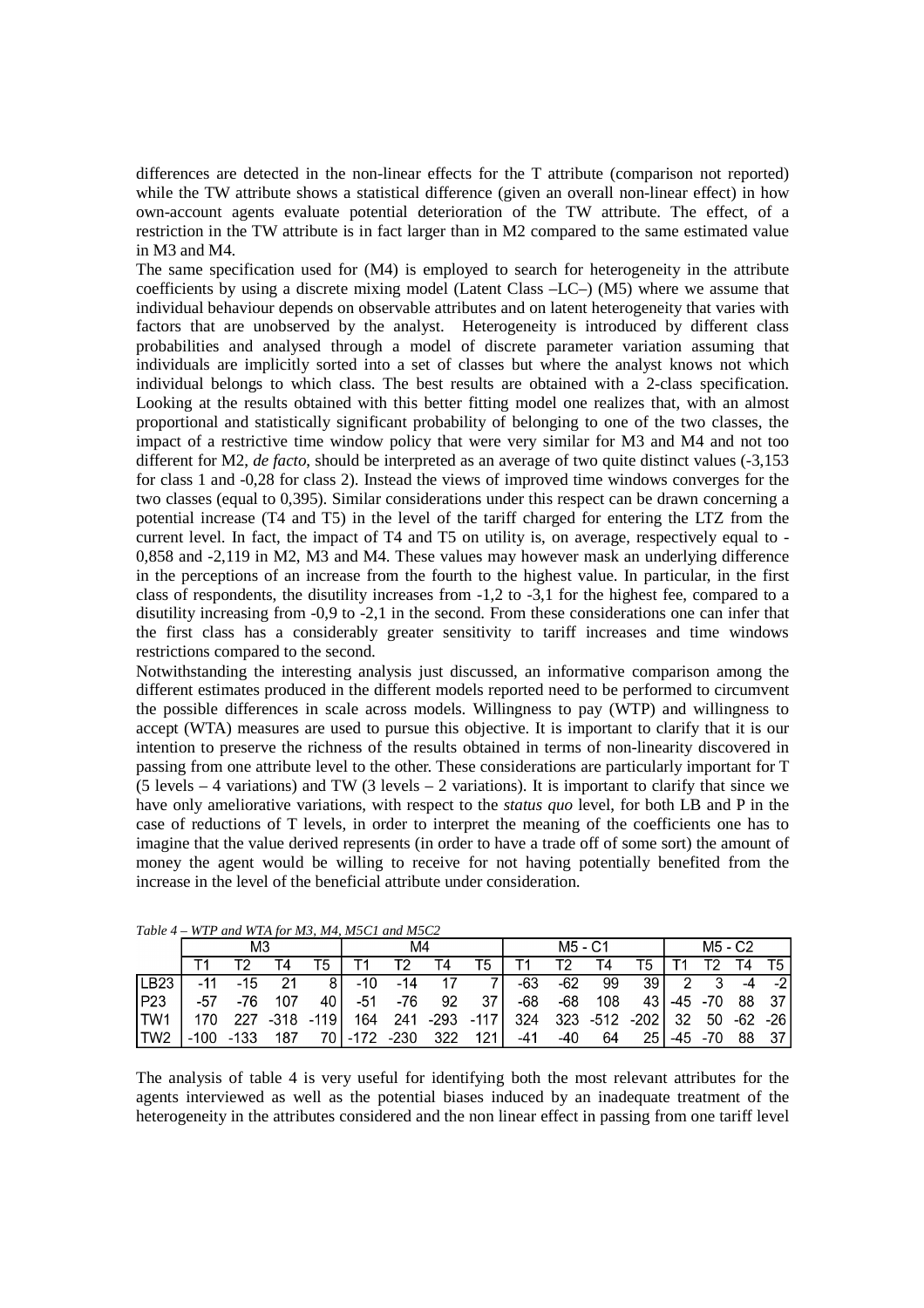differences are detected in the non-linear effects for the T attribute (comparison not reported) while the TW attribute shows a statistical difference (given an overall non-linear effect) in how own-account agents evaluate potential deterioration of the TW attribute. The effect, of a restriction in the TW attribute is in fact larger than in M2 compared to the same estimated value in M3 and M4.

The same specification used for (M4) is employed to search for heterogeneity in the attribute coefficients by using a discrete mixing model (Latent Class –LC–) (M5) where we assume that individual behaviour depends on observable attributes and on latent heterogeneity that varies with factors that are unobserved by the analyst. Heterogeneity is introduced by different class probabilities and analysed through a model of discrete parameter variation assuming that individuals are implicitly sorted into a set of classes but where the analyst knows not which individual belongs to which class. The best results are obtained with a 2-class specification. Looking at the results obtained with this better fitting model one realizes that, with an almost proportional and statistically significant probability of belonging to one of the two classes, the impact of a restrictive time window policy that were very similar for M3 and M4 and not too different for M2, *de facto*, should be interpreted as an average of two quite distinct values (-3,153 for class 1 and -0,28 for class 2). Instead the views of improved time windows converges for the two classes (equal to 0,395). Similar considerations under this respect can be drawn concerning a potential increase (T4 and T5) in the level of the tariff charged for entering the LTZ from the current level. In fact, the impact of T4 and T5 on utility is, on average, respectively equal to -0,858 and -2,119 in M2, M3 and M4. These values may however mask an underlying difference in the perceptions of an increase from the fourth to the highest value. In particular, in the first class of respondents, the disutility increases from -1,2 to -3,1 for the highest fee, compared to a disutility increasing from -0,9 to -2,1 in the second. From these considerations one can infer that the first class has a considerably greater sensitivity to tariff increases and time windows restrictions compared to the second.

Notwithstanding the interesting analysis just discussed, an informative comparison among the different estimates produced in the different models reported need to be performed to circumvent the possible differences in scale across models. Willingness to pay (WTP) and willingness to accept (WTA) measures are used to pursue this objective. It is important to clarify that it is our intention to preserve the richness of the results obtained in terms of non-linearity discovered in passing from one attribute level to the other. These considerations are particularly important for T (5 levels – 4 variations) and TW (3 levels – 2 variations). It is important to clarify that since we have only ameliorative variations, with respect to the *status quo* level, for both LB and P in the case of reductions of T levels, in order to interpret the meaning of the coefficients one has to imagine that the value derived represents (in order to have a trade off of some sort) the amount of money the agent would be willing to receive for not having potentially benefited from the increase in the level of the beneficial attribute under consideration.

*Table 4 – WTP and WTA for M3, M4, M5C1 and M5C2*

| | M3 | | | | M4 | | | | M5 - C1 | | | | M5 - C2 | | | |
|---|---|---|---|---|---|---|---|---|---|---|---|---|---|---|---|---|
| | T1 | T2 | T4 | T5 | T1 | T2 | T4 | T5 | T1 | T2 | T4 | T5 | T1 | T2 | T4 | T5 |
| LB23 | -11 | -15 | 21 | 8 | -10 | -14 | 17 | 7 | -63 | -62 | 99 | 39 | 2 | 3 | -4 | -2 |
| P23 | -57 | -76 | 107 | 40 | -51 | -76 | 92 | 37 | -68 | -68 | 108 | 43 | -45 | -70 | 88 | 37 |
| TW1 | 170 | 227 | -318 | -119 | 164 | 241 | -293 | -117 | 324 | 323 | -512 | -202 | 32 | 50 | -62 | -26 |
| TW2 | -100 | -133 | 187 | 70 | -172 | -230 | 322 | 121 | -41 | -40 | 64 | 25 | -45 | -70 | 88 | 37 |

The analysis of table 4 is very useful for identifying both the most relevant attributes for the agents interviewed as well as the potential biases induced by an inadequate treatment of the heterogeneity in the attributes considered and the non linear effect in passing from one tariff level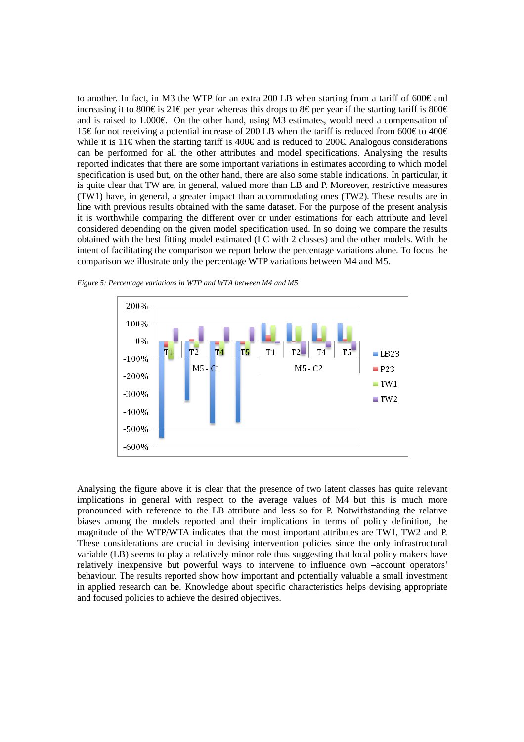to another. In fact, in M3 the WTP for an extra 200 LB when starting from a tariff of 600€ and increasing it to 800€ is 21€ per year whereas this drops to 8€ per year if the starting tariff is 800€ and is raised to 1.000€. On the other hand, using M3 estimates, would need a compensation of 15€ for not receiving a potential increase of 200 LB when the tariff is reduced from 600€ to 400€ while it is 11€ when the starting tariff is 400€ and is reduced to 200€. Analogous considerations can be performed for all the other attributes and model specifications. Analysing the results reported indicates that there are some important variations in estimates according to which model specification is used but, on the other hand, there are also some stable indications. In particular, it is quite clear that TW are, in general, valued more than LB and P. Moreover, restrictive measures (TW1) have, in general, a greater impact than accommodating ones (TW2). These results are in line with previous results obtained with the same dataset. For the purpose of the present analysis it is worthwhile comparing the different over or under estimations for each attribute and level considered depending on the given model specification used. In so doing we compare the results obtained with the best fitting model estimated (LC with 2 classes) and the other models. With the intent of facilitating the comparison we report below the percentage variations alone. To focus the comparison we illustrate only the percentage WTP variations between M4 and M5.

*Figure 5: Percentage variations in WTP and WTA between M4 and M5*

Analysing the figure above it is clear that the presence of two latent classes has quite relevant implications in general with respect to the average values of M4 but this is much more pronounced with reference to the LB attribute and less so for P. Notwithstanding the relative biases among the models reported and their implications in terms of policy definition, the magnitude of the WTP/WTA indicates that the most important attributes are TW1, TW2 and P. These considerations are crucial in devising intervention policies since the only infrastructural variable (LB) seems to play a relatively minor role thus suggesting that local policy makers have relatively inexpensive but powerful ways to intervene to influence own –account operators' behaviour. The results reported show how important and potentially valuable a small investment in applied research can be. Knowledge about specific characteristics helps devising appropriate and focused policies to achieve the desired objectives.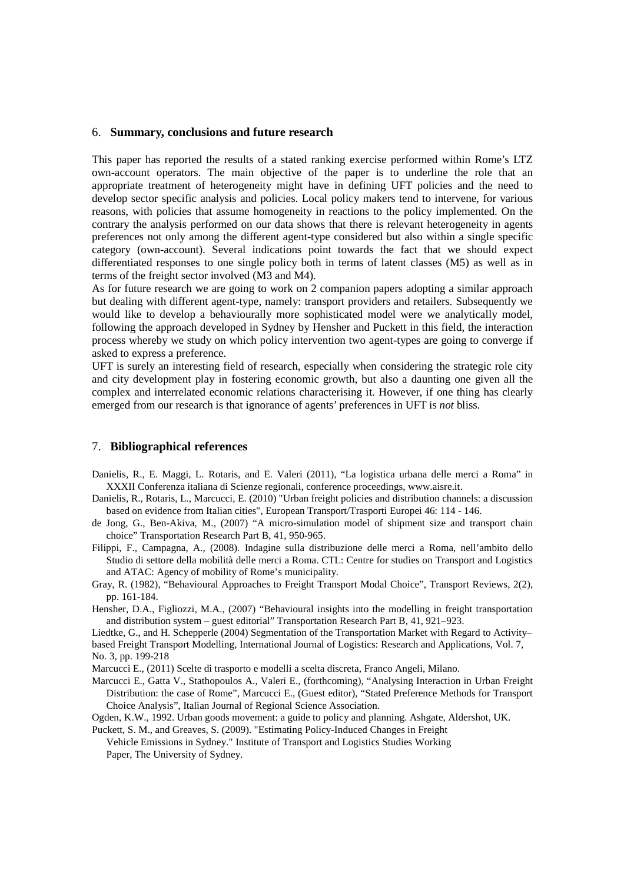## 6. **Summary, conclusions and future research**

This paper has reported the results of a stated ranking exercise performed within Rome's LTZ own-account operators. The main objective of the paper is to underline the role that an appropriate treatment of heterogeneity might have in defining UFT policies and the need to develop sector specific analysis and policies. Local policy makers tend to intervene, for various reasons, with policies that assume homogeneity in reactions to the policy implemented. On the contrary the analysis performed on our data shows that there is relevant heterogeneity in agents preferences not only among the different agent-type considered but also within a single specific category (own-account). Several indications point towards the fact that we should expect differentiated responses to one single policy both in terms of latent classes (M5) as well as in terms of the freight sector involved (M3 and M4).

As for future research we are going to work on 2 companion papers adopting a similar approach but dealing with different agent-type, namely: transport providers and retailers. Subsequently we would like to develop a behaviourally more sophisticated model were we analytically model, following the approach developed in Sydney by Hensher and Puckett in this field, the interaction process whereby we study on which policy intervention two agent-types are going to converge if asked to express a preference.

UFT is surely an interesting field of research, especially when considering the strategic role city and city development play in fostering economic growth, but also a daunting one given all the complex and interrelated economic relations characterising it. However, if one thing has clearly emerged from our research is that ignorance of agents' preferences in UFT is *not* bliss.

## 7. **Bibliographical references**

Danielis, R., E. Maggi, L. Rotaris, and E. Valeri (2011), "La logistica urbana delle merci a Roma" in XXXII Conferenza italiana di Scienze regionali, conference proceedings, www.aisre.it.

Danielis, R., Rotaris, L., Marcucci, E. (2010) "Urban freight policies and distribution channels: a discussion based on evidence from Italian cities", European Transport/Trasporti Europei 46: 114 - 146.

de Jong, G., Ben-Akiva, M., (2007) "A micro-simulation model of shipment size and transport chain choice" Transportation Research Part B, 41, 950-965.

Filippi, F., Campagna, A., (2008). Indagine sulla distribuzione delle merci a Roma, nell'ambito dello Studio di settore della mobilità delle merci a Roma. CTL: Centre for studies on Transport and Logistics and ATAC: Agency of mobility of Rome's municipality.

Gray, R. (1982), "Behavioural Approaches to Freight Transport Modal Choice", Transport Reviews, 2(2), pp. 161-184.

Hensher, D.A., Figliozzi, M.A., (2007) "Behavioural insights into the modelling in freight transportation and distribution system – guest editorial" Transportation Research Part B, 41, 921–923.

Liedtke, G., and H. Schepperle (2004) Segmentation of the Transportation Market with Regard to Activity–based Freight Transport Modelling, International Journal of Logistics: Research and Applications, Vol. 7, No. 3, pp. 199-218

Marcucci E., (2011) Scelte di trasporto e modelli a scelta discreta, Franco Angeli, Milano.

Marcucci E., Gatta V., Stathopoulos A., Valeri E., (forthcoming), "Analysing Interaction in Urban Freight Distribution: the case of Rome", Marcucci E., (Guest editor), "Stated Preference Methods for Transport Choice Analysis", Italian Journal of Regional Science Association.

Ogden, K.W., 1992. Urban goods movement: a guide to policy and planning. Ashgate, Aldershot, UK.

Puckett, S. M., and Greaves, S. (2009). "Estimating Policy-Induced Changes in Freight Vehicle Emissions in Sydney." Institute of Transport and Logistics Studies Working Paper, The University of Sydney.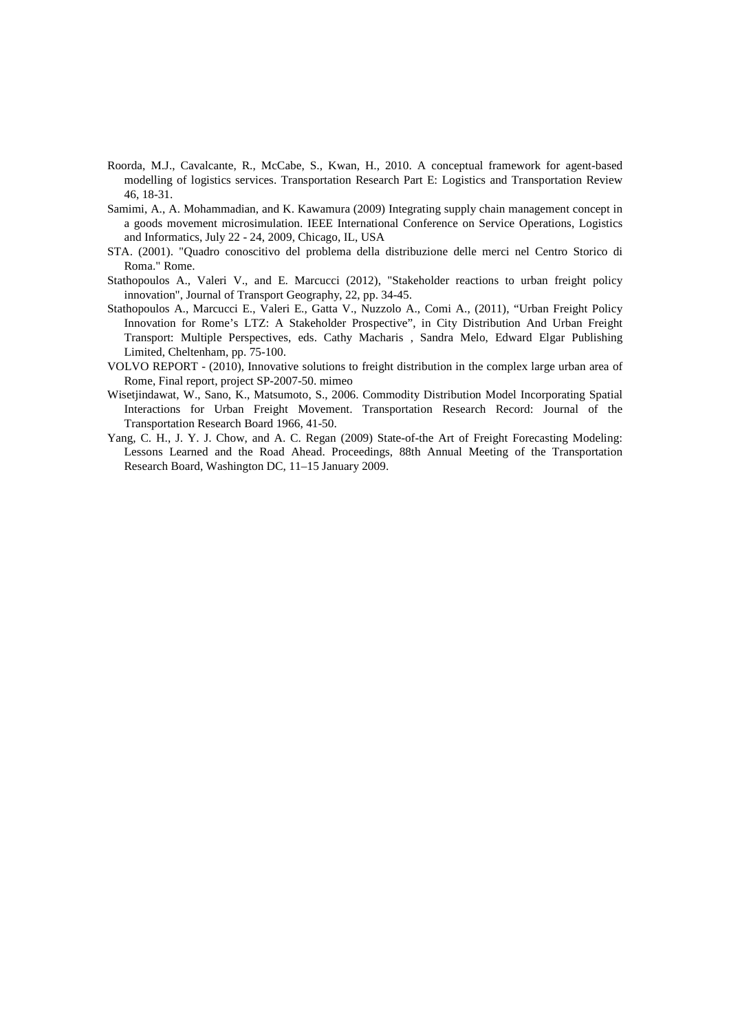Roorda, M.J., Cavalcante, R., McCabe, S., Kwan, H., 2010. A conceptual framework for agent-based modelling of logistics services. Transportation Research Part E: Logistics and Transportation Review 46, 18-31.

Samimi, A., A. Mohammadian, and K. Kawamura (2009) Integrating supply chain management concept in a goods movement microsimulation. IEEE International Conference on Service Operations, Logistics and Informatics, July 22 - 24, 2009, Chicago, IL, USA

STA. (2001). "Quadro conoscitivo del problema della distribuzione delle merci nel Centro Storico di Roma." Rome.

Stathopoulos A., Valeri V., and E. Marcucci (2012), "Stakeholder reactions to urban freight policy innovation", Journal of Transport Geography, 22, pp. 34-45.

Stathopoulos A., Marcucci E., Valeri E., Gatta V., Nuzzolo A., Comi A., (2011), "Urban Freight Policy Innovation for Rome's LTZ: A Stakeholder Prospective", in City Distribution And Urban Freight Transport: Multiple Perspectives, eds. Cathy Macharis , Sandra Melo, Edward Elgar Publishing Limited, Cheltenham, pp. 75-100.

VOLVO REPORT - (2010), Innovative solutions to freight distribution in the complex large urban area of Rome, Final report, project SP-2007-50. mimeo

Wisetjindawat, W., Sano, K., Matsumoto, S., 2006. Commodity Distribution Model Incorporating Spatial Interactions for Urban Freight Movement. Transportation Research Record: Journal of the Transportation Research Board 1966, 41-50.

Yang, C. H., J. Y. J. Chow, and A. C. Regan (2009) State-of-the Art of Freight Forecasting Modeling: Lessons Learned and the Road Ahead. Proceedings, 88th Annual Meeting of the Transportation Research Board, Washington DC, 11–15 January 2009.